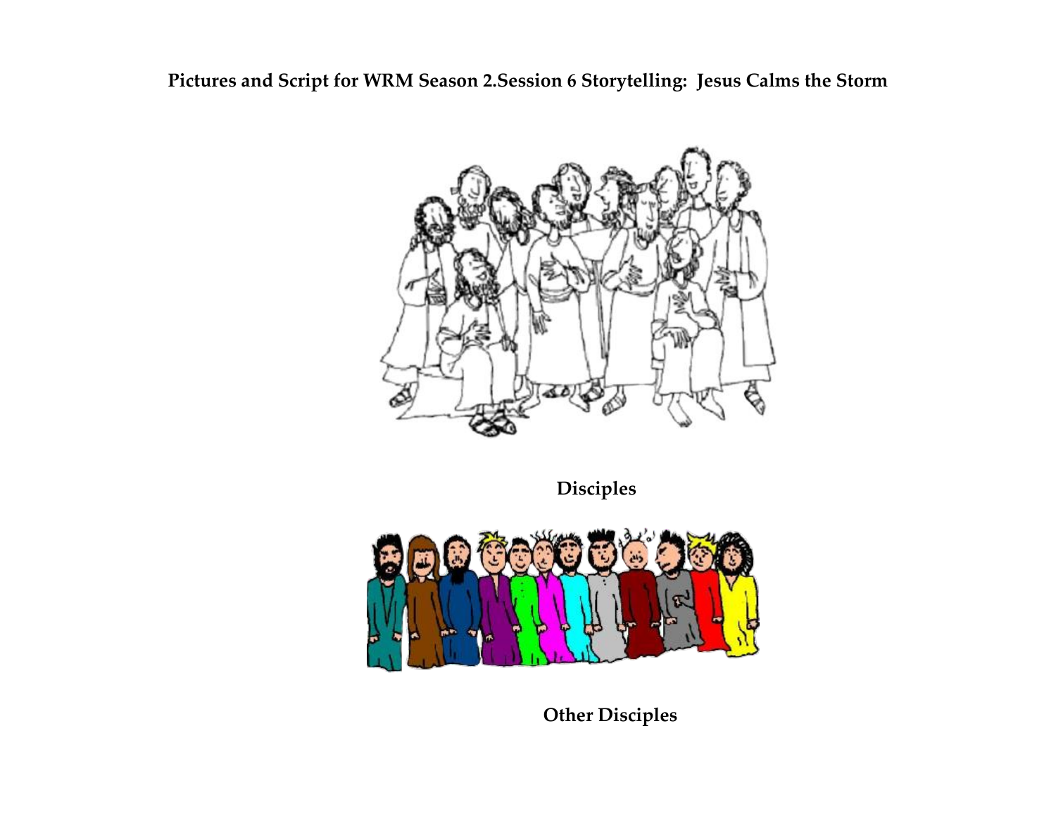**Pictures and Script for WRM Season 2.Session 6 Storytelling: Jesus Calms the Storm**

**Disciples**

**Other Disciples**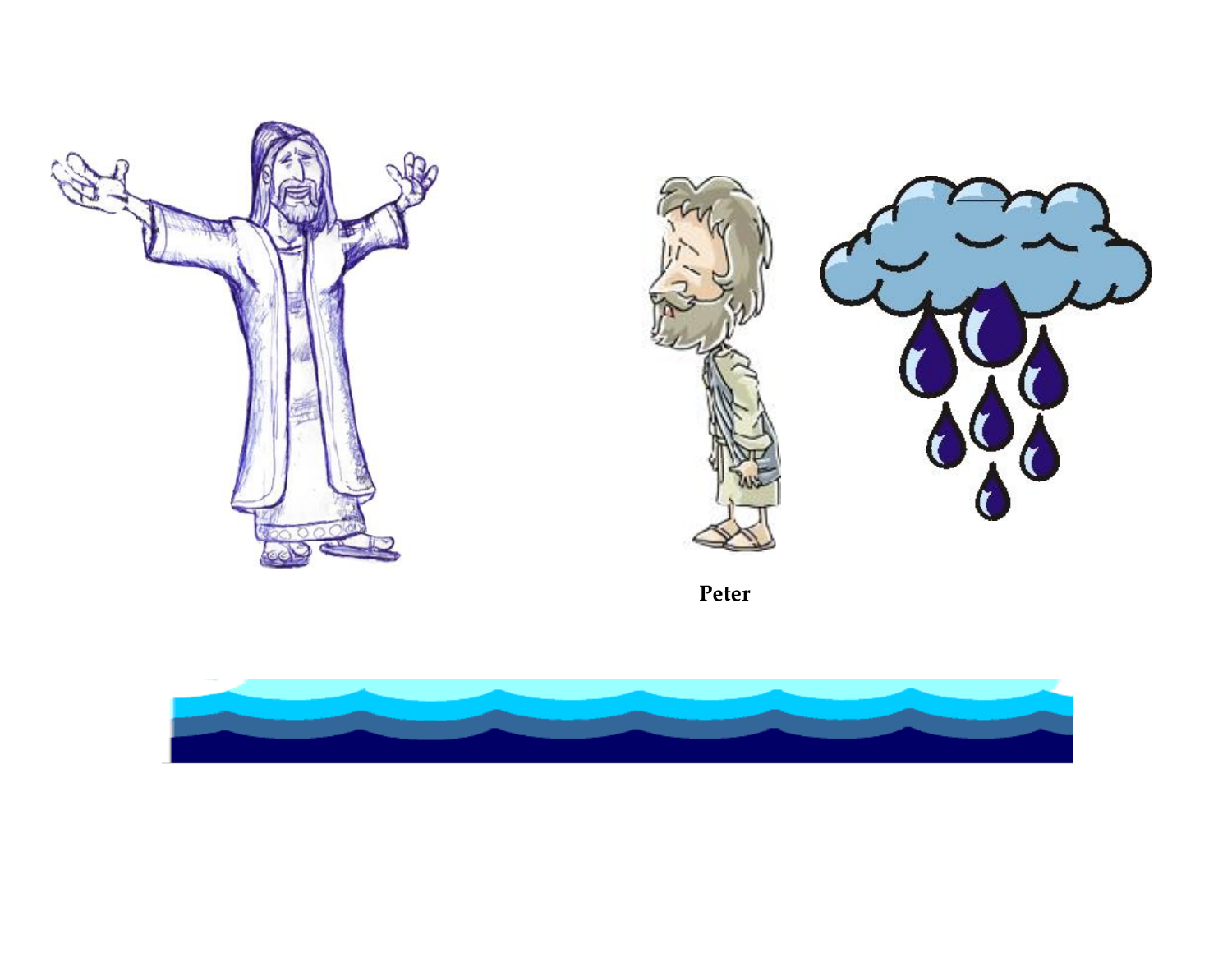**Peter**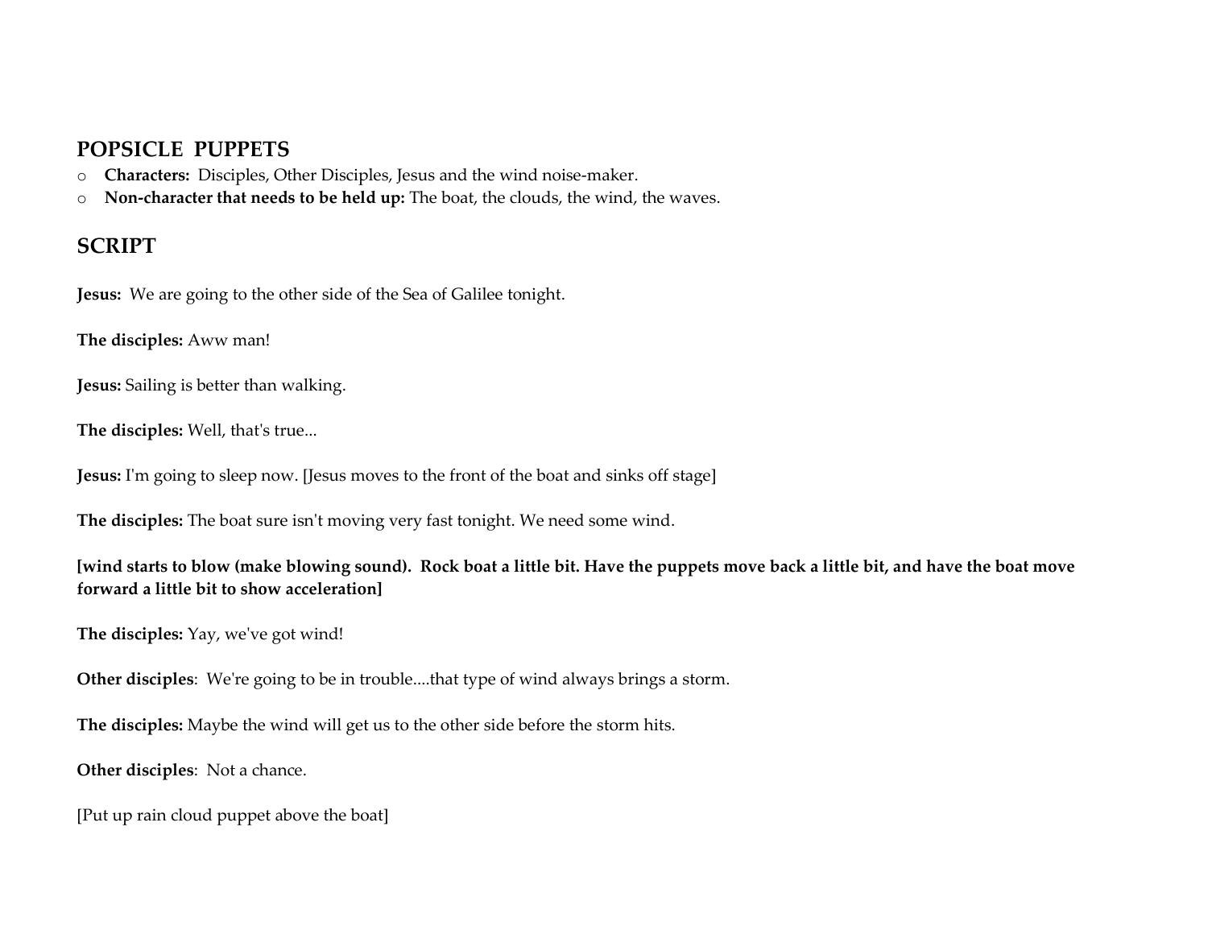## POPSICLE PUPPETS

- **Characters:** Disciples, Other Disciples, Jesus and the wind noise-maker.
- **Non-character that needs to be held up:** The boat, the clouds, the wind, the waves.

## SCRIPT

**Jesus:** We are going to the other side of the Sea of Galilee tonight.

**The disciples:** Aww man!

**Jesus:** Sailing is better than walking.

**The disciples:** Well, that's true...

**Jesus:** I'm going to sleep now. [Jesus moves to the front of the boat and sinks off stage]

**The disciples:** The boat sure isn't moving very fast tonight. We need some wind.

**[wind starts to blow (make blowing sound). Rock boat a little bit. Have the puppets move back a little bit, and have the boat move forward a little bit to show acceleration]**

**The disciples:** Yay, we've got wind!

**Other disciples**: We're going to be in trouble....that type of wind always brings a storm.

**The disciples:** Maybe the wind will get us to the other side before the storm hits.

**Other disciples**: Not a chance.

[Put up rain cloud puppet above the boat]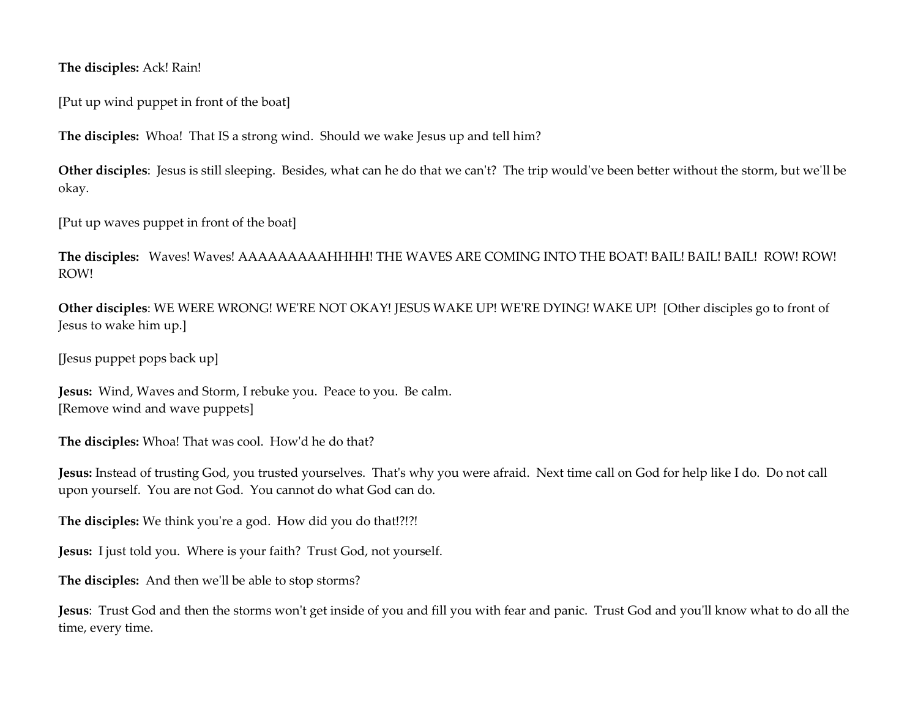**The disciples:** Ack! Rain!

[Put up wind puppet in front of the boat]

**The disciples:** Whoa! That IS a strong wind. Should we wake Jesus up and tell him?

**Other disciples**: Jesus is still sleeping. Besides, what can he do that we can't? The trip would've been better without the storm, but we'll be okay.

[Put up waves puppet in front of the boat]

**The disciples:** Waves! Waves! AAAAAAAAAHHHH! THE WAVES ARE COMING INTO THE BOAT! BAIL! BAIL! BAIL! ROW! ROW! ROW!

**Other disciples**: WE WERE WRONG! WE'RE NOT OKAY! JESUS WAKE UP! WE'RE DYING! WAKE UP! [Other disciples go to front of Jesus to wake him up.]

[Jesus puppet pops back up]

**Jesus:** Wind, Waves and Storm, I rebuke you. Peace to you. Be calm.
[Remove wind and wave puppets]

**The disciples:** Whoa! That was cool. How'd he do that?

**Jesus:** Instead of trusting God, you trusted yourselves. That's why you were afraid. Next time call on God for help like I do. Do not call upon yourself. You are not God. You cannot do what God can do.

**The disciples:** We think you're a god. How did you do that!?!?!

**Jesus:** I just told you. Where is your faith? Trust God, not yourself.

**The disciples:** And then we'll be able to stop storms?

**Jesus**: Trust God and then the storms won't get inside of you and fill you with fear and panic. Trust God and you'll know what to do all the time, every time.